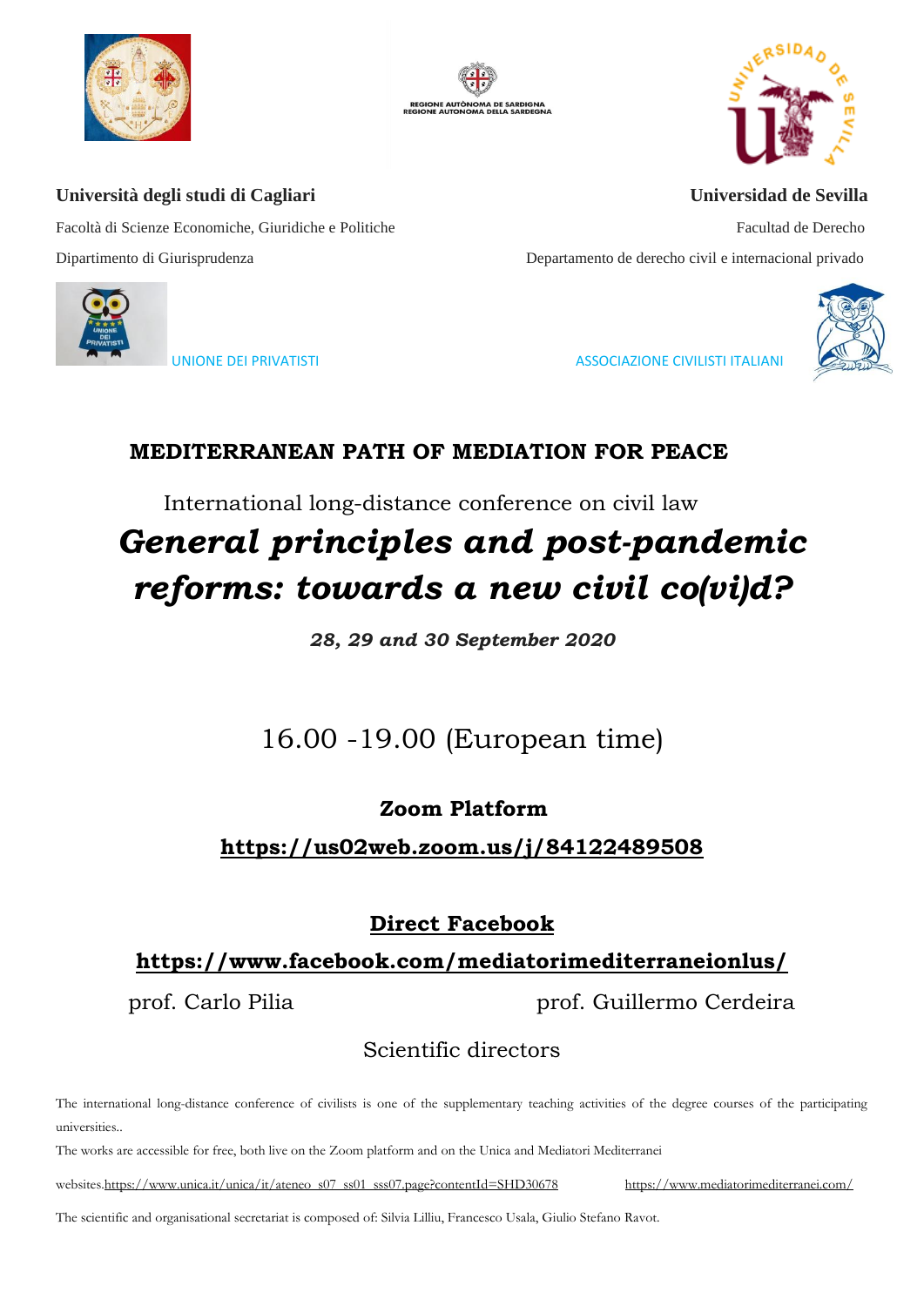**Università degli studi di Cagliari**

Facoltà di Scienze Economiche, Giuridiche e Politiche

Dipartimento di Giurisprudenza

**Universidad de Sevilla**

Facultad de Derecho

Departamento de derecho civil e internacional privado

UNIONE DEI PRIVATISTI

ASSOCIAZIONE CIVILISTI ITALIANI

## MEDITERRANEAN PATH OF MEDIATION FOR PEACE

International long-distance conference on civil law

# *General principles and post-pandemic reforms: towards a new civil co(vi)d?*

***28, 29 and 30 September 2020***

16.00 -19.00 (European time)

**Zoom Platform**

**https://us02web.zoom.us/j/84122489508**

**Direct Facebook**

**https://www.facebook.com/mediatorimediterraneionlus/**

prof. Carlo Pilia

prof. Guillermo Cerdeira

Scientific directors

The international long-distance conference of civilists is one of the supplementary teaching activities of the degree courses of the participating universities..

The works are accessible for free, both live on the Zoom platform and on the Unica and Mediatori Mediterranei websites.https://www.unica.it/unica/it/ateneo_s07_ss01_sss07.page?contentId=SHD30678 https://www.mediatorimediterranei.com/

The scientific and organisational secretariat is composed of: Silvia Lilliu, Francesco Usala, Giulio Stefano Ravot.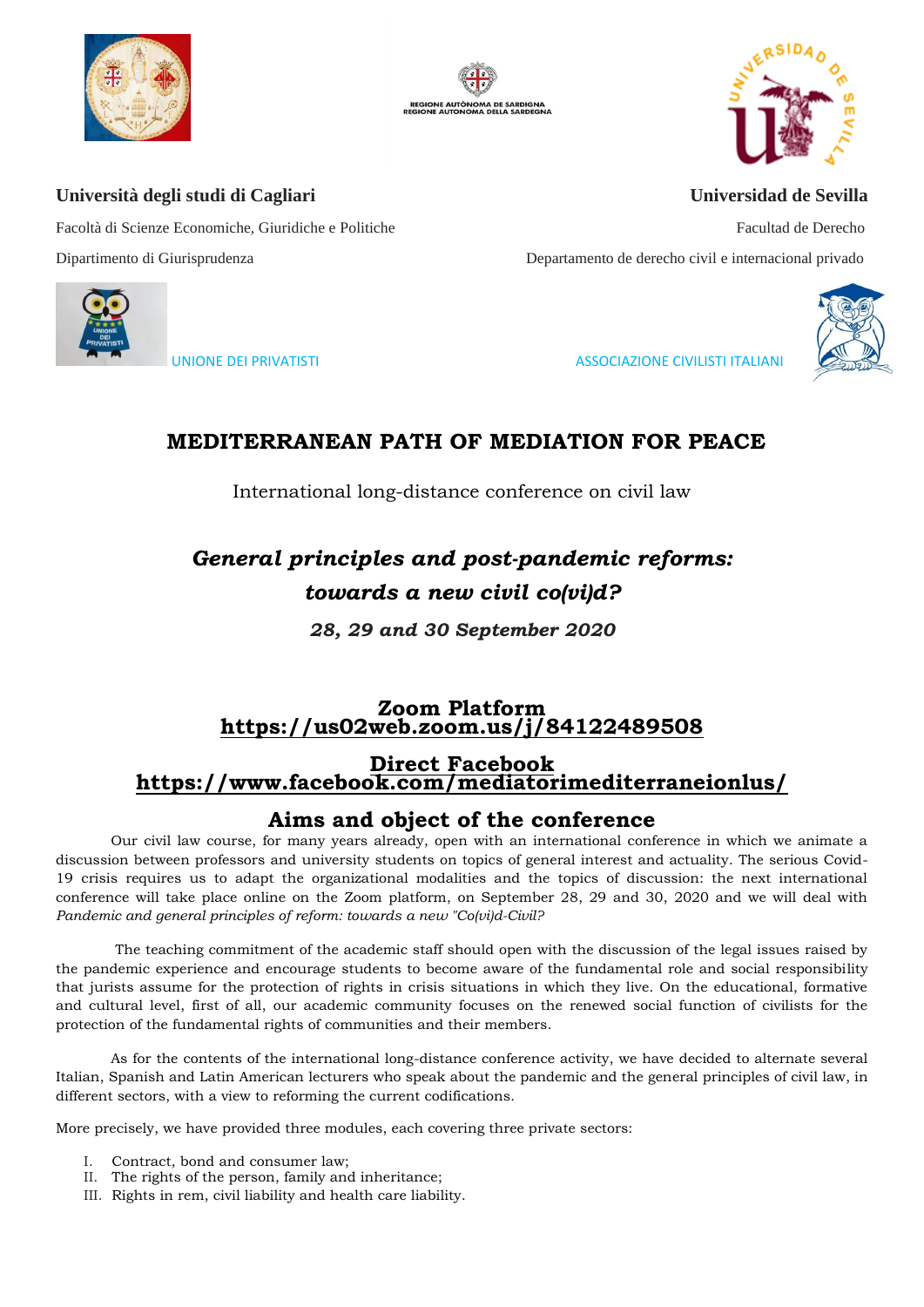**Università degli studi di Cagliari**

Facoltà di Scienze Economiche, Giuridiche e Politiche

Dipartimento di Giurisprudenza

**Universidad de Sevilla**

Facultad de Derecho

Departamento de derecho civil e internacional privado

UNIONE DEI PRIVATISTI

ASSOCIAZIONE CIVILISTI ITALIANI

# MEDITERRANEAN PATH OF MEDIATION FOR PEACE

International long-distance conference on civil law

## *General principles and post-pandemic reforms: towards a new civil co(vi)d?*

***28, 29 and 30 September 2020***

**Zoom Platform**
**https://us02web.zoom.us/j/84122489508**

**Direct Facebook**
**https://www.facebook.com/mediatorimediterraneionlus/**

## Aims and object of the conference

Our civil law course, for many years already, open with an international conference in which we animate a discussion between professors and university students on topics of general interest and actuality. The serious Covid-19 crisis requires us to adapt the organizational modalities and the topics of discussion: the next international conference will take place online on the Zoom platform, on September 28, 29 and 30, 2020 and we will deal with *Pandemic and general principles of reform: towards a new "Co(vi)d-Civil?*

The teaching commitment of the academic staff should open with the discussion of the legal issues raised by the pandemic experience and encourage students to become aware of the fundamental role and social responsibility that jurists assume for the protection of rights in crisis situations in which they live. On the educational, formative and cultural level, first of all, our academic community focuses on the renewed social function of civilists for the protection of the fundamental rights of communities and their members.

As for the contents of the international long-distance conference activity, we have decided to alternate several Italian, Spanish and Latin American lecturers who speak about the pandemic and the general principles of civil law, in different sectors, with a view to reforming the current codifications.

More precisely, we have provided three modules, each covering three private sectors:

I. Contract, bond and consumer law;
II. The rights of the person, family and inheritance;
III. Rights in rem, civil liability and health care liability.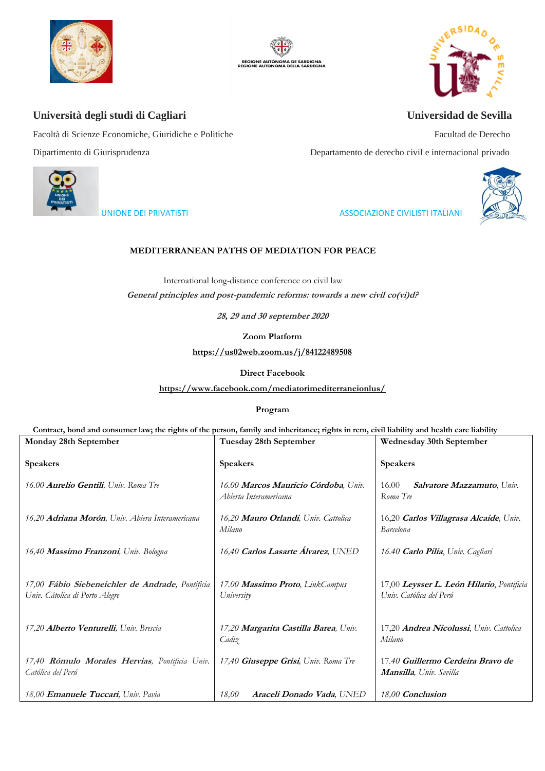REGIONE AUTÒNOMA DE SARDIGNA
REGIONE AUTONOMA DELLA SARDEGNA

**Università degli studi di Cagliari**

Facoltà di Scienze Economiche, Giuridiche e Politiche

Dipartimento di Giurisprudenza

**Universidad de Sevilla**

Facultad de Derecho

Departamento de derecho civil e internacional privado

UNIONE DEI PRIVATISTI

ASSOCIAZIONE CIVILISTI ITALIANI

**MEDITERRANEAN PATHS OF MEDIATION FOR PEACE**

International long-distance conference on civil law

***General principles and post-pandemic reforms: towards a new civil co(vi)d?***

***28, 29 and 30 september 2020***

**Zoom Platform**

**https://us02web.zoom.us/j/84122489508**

**Direct Facebook**

**https://www.facebook.com/mediatorimediterraneionlus/**

**Program**

**Contract, bond and consumer law; the rights of the person, family and inheritance; rights in rem, civil liability and health care liability**

| Monday 28th September | Tuesday 28th September | Wednesday 30th September |
|---|---|---|
| **Speakers** | **Speakers** | **Speakers** |
| *16.00* ***Aurelio Gentili****, Univ. Roma Tre* | *16.00* ***Marcos Mauricio Córdoba****, Univ. Abierta Interamericana* | 16.00 ***Salvatore Mazzamuto****, Univ. Roma Tre* |
| *16,20* ***Adriana Morón****, Univ. Abiera Interamericana* | *16,20* ***Mauro Orlandi****, Univ. Cattolica Milano* | 16,20 ***Carlos Villagrasa Alcaide****, Univ. Barcelona* |
| *16,40* ***Massimo Franzoni****, Univ. Bologna* | *16,40* ***Carlos Lasarte Álvarez****, UNED* | *16.40* ***Carlo Pilia****, Univ. Cagliari* |
| *17,00* ***Fábio Siebeneichler de Andrade****, Pontificia Univ. Cátolica di Porto Alegre* | *17.00* ***Massimo Proto****, LinkCampus University* | 17,00 ***Leysser L. León Hilario****, Pontificia Univ. Católica del Perú* |
| *17,20* ***Alberto Venturelli****, Univ. Brescia* | *17,20* ***Margarita Castilla Barea****, Univ. Cadiz* | 17,20 ***Andrea Nicolussi****, Univ. Cattolica Milano* |
| *17,40* ***Rómulo Morales Hervias****, Pontificia Univ. Católica del Perú* | *17,40* ***Giuseppe Grisi****, Univ. Roma Tre* | 17.40 ***Guillermo Cerdeira Bravo de Mansilla****, Univ. Sevilla* |
| *18,00* ***Emanuele Tuccari****, Univ. Pavia* | *18,00* ***Araceli Donado Vada****, UNED* | *18,00* ***Conclusion*** |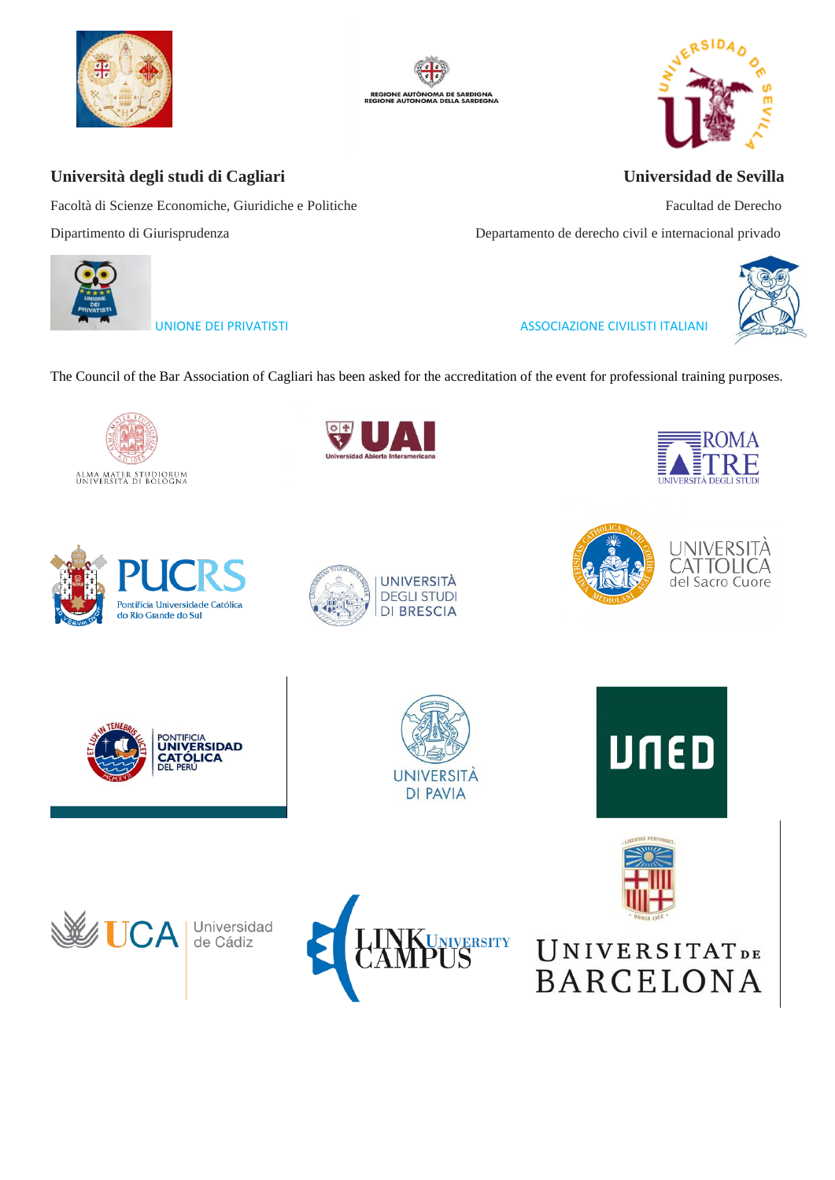REGIONE AUTÒNOMA DE SARDIGNA
REGIONE AUTONOMA DELLA SARDEGNA

**Università degli studi di Cagliari**

Facoltà di Scienze Economiche, Giuridiche e Politiche

Dipartimento di Giurisprudenza

**Universidad de Sevilla**

Facultad de Derecho

Departamento de derecho civil e internacional privado

UNIONE DEI PRIVATISTI

ASSOCIAZIONE CIVILISTI ITALIANI

The Council of the Bar Association of Cagliari has been asked for the accreditation of the event for professional training purposes.

ALMA MATER STUDIORUM UNIVERSITÀ DI BOLOGNA

UAI Universidad Abierta Interamericana

ROMA TRE UNIVERSITÀ DEGLI STUDI

PUCRS Pontifícia Universidade Católica do Rio Grande do Sul

UNIVERSITÀ DEGLI STUDI DI BRESCIA

UNIVERSITÀ CATTOLICA del Sacro Cuore

PONTIFICIA UNIVERSIDAD CATÓLICA DEL PERÚ

UNIVERSITÀ DI PAVIA

UNED

UCA Universidad de Cádiz

LINK CAMPUS UNIVERSITY

UNIVERSITAT DE BARCELONA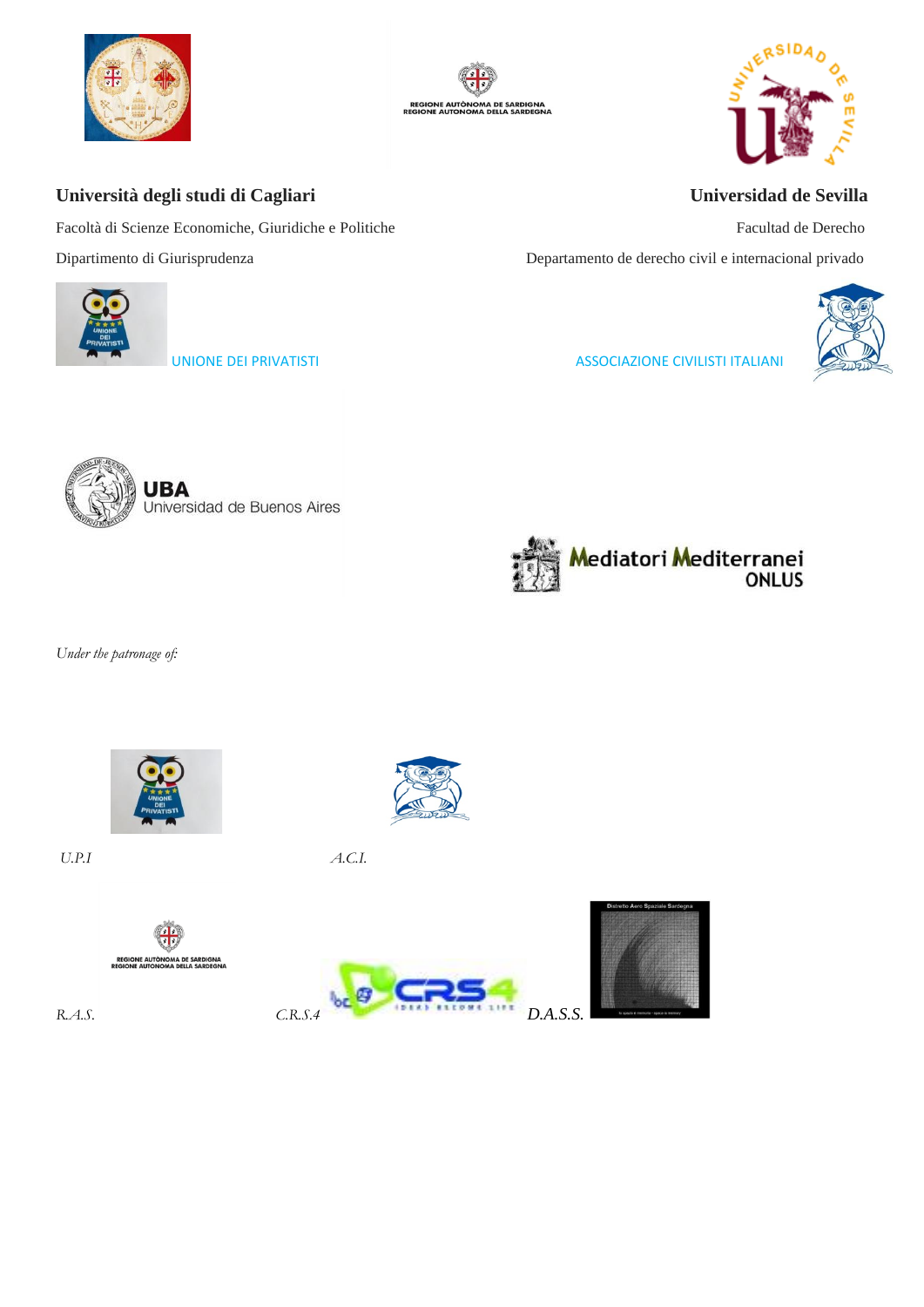**Università degli studi di Cagliari**

Facoltà di Scienze Economiche, Giuridiche e Politiche

Dipartimento di Giurisprudenza

**Universidad de Sevilla**

Facultad de Derecho

Departamento de derecho civil e internacional privado

UNIONE DEI PRIVATISTI

ASSOCIAZIONE CIVILISTI ITALIANI

*Under the patronage of:*

*U.P.I*

*A.C.I.*

*R.A.S.*

*C.R.S.4*

D.A.S.S.